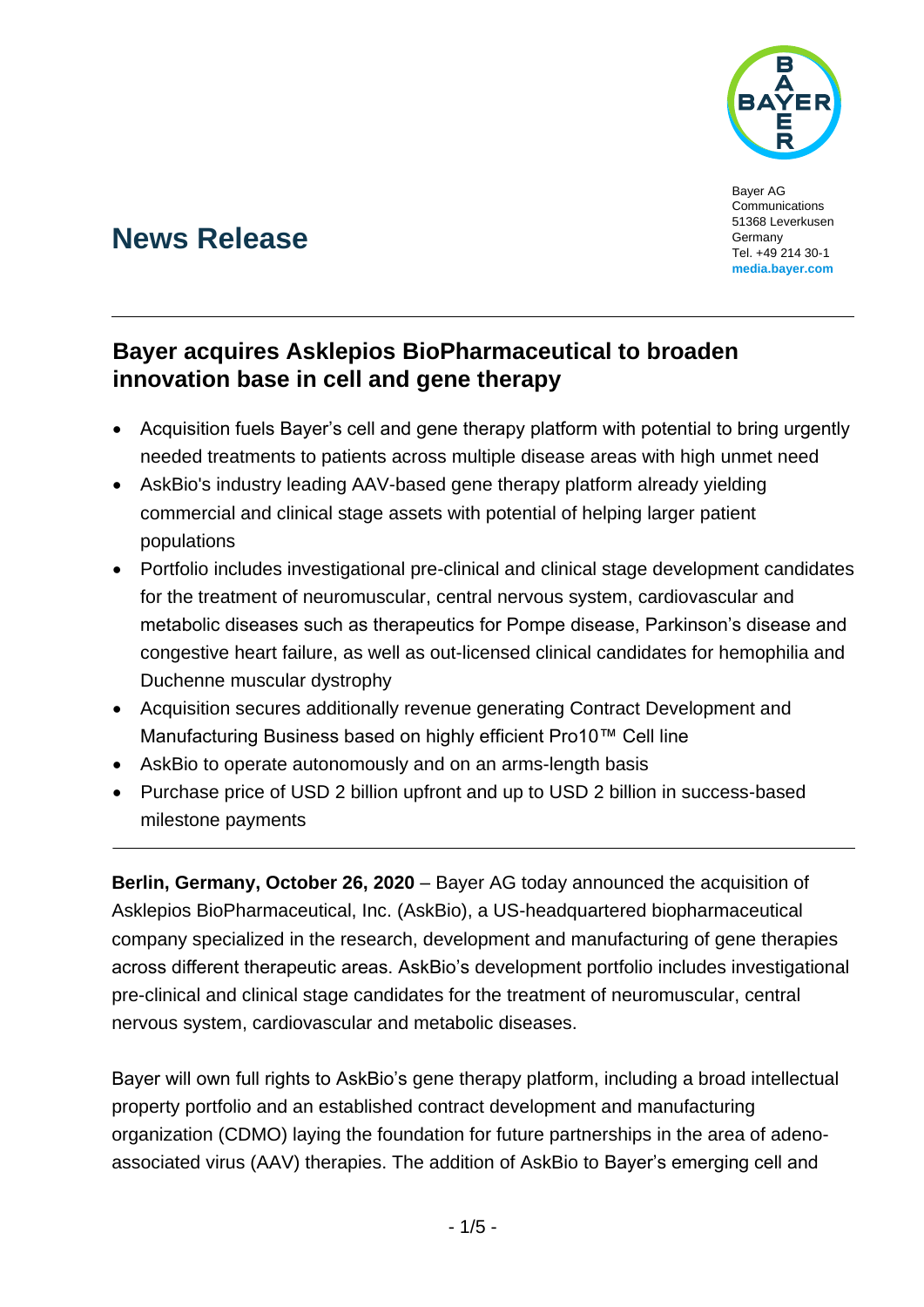Bayer AG
Communications
51368 Leverkusen
Germany
Tel. +49 214 30-1
**media.bayer.com**

# News Release

## Bayer acquires Asklepios BioPharmaceutical to broaden innovation base in cell and gene therapy

- Acquisition fuels Bayer's cell and gene therapy platform with potential to bring urgently needed treatments to patients across multiple disease areas with high unmet need
- AskBio's industry leading AAV-based gene therapy platform already yielding commercial and clinical stage assets with potential of helping larger patient populations
- Portfolio includes investigational pre-clinical and clinical stage development candidates for the treatment of neuromuscular, central nervous system, cardiovascular and metabolic diseases such as therapeutics for Pompe disease, Parkinson's disease and congestive heart failure, as well as out-licensed clinical candidates for hemophilia and Duchenne muscular dystrophy
- Acquisition secures additionally revenue generating Contract Development and Manufacturing Business based on highly efficient Pro10™ Cell line
- AskBio to operate autonomously and on an arms-length basis
- Purchase price of USD 2 billion upfront and up to USD 2 billion in success-based milestone payments

**Berlin, Germany, October 26, 2020** – Bayer AG today announced the acquisition of Asklepios BioPharmaceutical, Inc. (AskBio), a US-headquartered biopharmaceutical company specialized in the research, development and manufacturing of gene therapies across different therapeutic areas. AskBio's development portfolio includes investigational pre-clinical and clinical stage candidates for the treatment of neuromuscular, central nervous system, cardiovascular and metabolic diseases.

Bayer will own full rights to AskBio's gene therapy platform, including a broad intellectual property portfolio and an established contract development and manufacturing organization (CDMO) laying the foundation for future partnerships in the area of adeno-associated virus (AAV) therapies. The addition of AskBio to Bayer's emerging cell and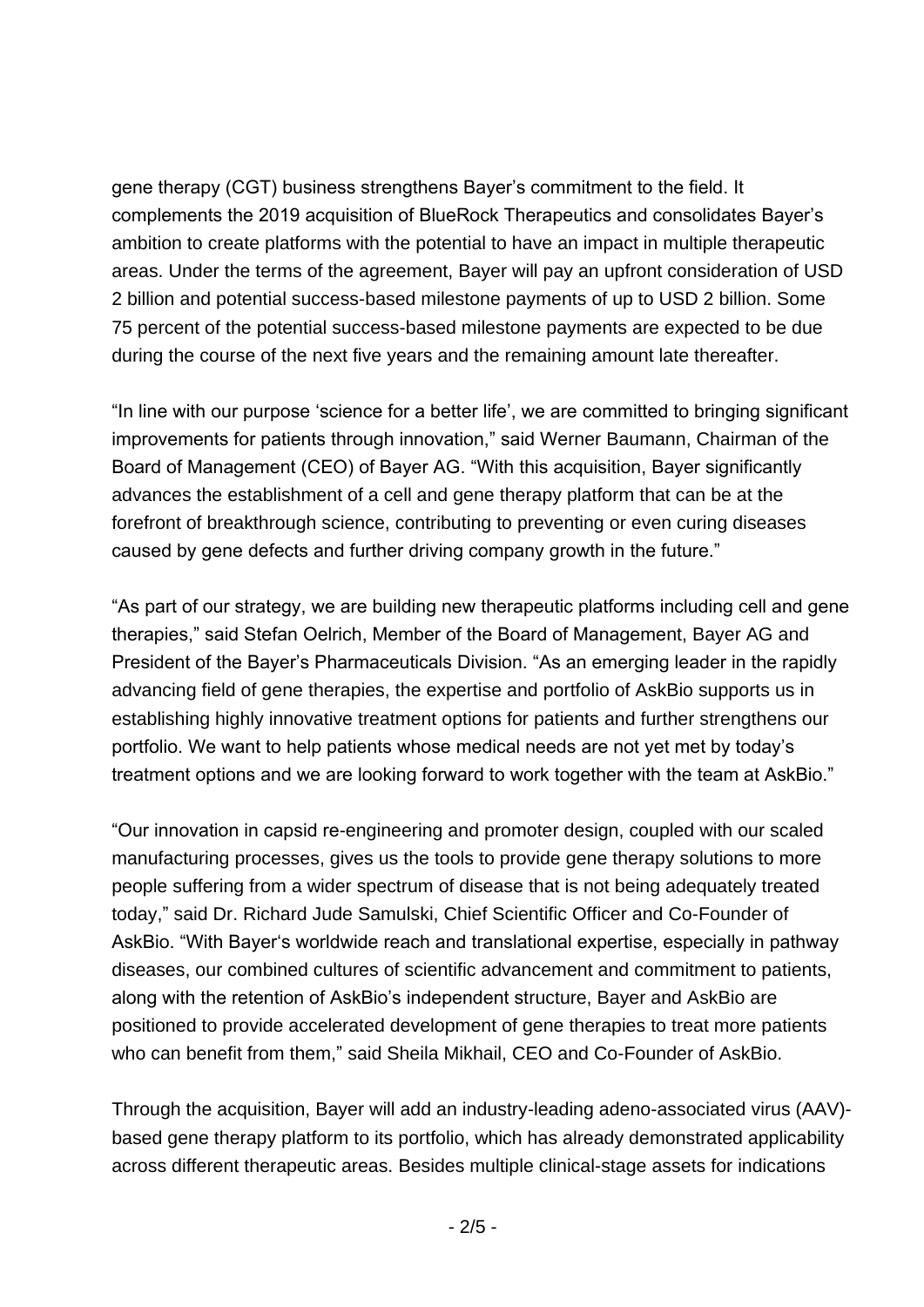gene therapy (CGT) business strengthens Bayer's commitment to the field. It complements the 2019 acquisition of BlueRock Therapeutics and consolidates Bayer's ambition to create platforms with the potential to have an impact in multiple therapeutic areas. Under the terms of the agreement, Bayer will pay an upfront consideration of USD 2 billion and potential success-based milestone payments of up to USD 2 billion. Some 75 percent of the potential success-based milestone payments are expected to be due during the course of the next five years and the remaining amount late thereafter.

"In line with our purpose 'science for a better life', we are committed to bringing significant improvements for patients through innovation," said Werner Baumann, Chairman of the Board of Management (CEO) of Bayer AG. "With this acquisition, Bayer significantly advances the establishment of a cell and gene therapy platform that can be at the forefront of breakthrough science, contributing to preventing or even curing diseases caused by gene defects and further driving company growth in the future."

"As part of our strategy, we are building new therapeutic platforms including cell and gene therapies," said Stefan Oelrich, Member of the Board of Management, Bayer AG and President of the Bayer's Pharmaceuticals Division. "As an emerging leader in the rapidly advancing field of gene therapies, the expertise and portfolio of AskBio supports us in establishing highly innovative treatment options for patients and further strengthens our portfolio. We want to help patients whose medical needs are not yet met by today's treatment options and we are looking forward to work together with the team at AskBio."

"Our innovation in capsid re-engineering and promoter design, coupled with our scaled manufacturing processes, gives us the tools to provide gene therapy solutions to more people suffering from a wider spectrum of disease that is not being adequately treated today," said Dr. Richard Jude Samulski, Chief Scientific Officer and Co-Founder of AskBio. "With Bayer's worldwide reach and translational expertise, especially in pathway diseases, our combined cultures of scientific advancement and commitment to patients, along with the retention of AskBio's independent structure, Bayer and AskBio are positioned to provide accelerated development of gene therapies to treat more patients who can benefit from them," said Sheila Mikhail, CEO and Co-Founder of AskBio.

Through the acquisition, Bayer will add an industry-leading adeno-associated virus (AAV)-based gene therapy platform to its portfolio, which has already demonstrated applicability across different therapeutic areas. Besides multiple clinical-stage assets for indications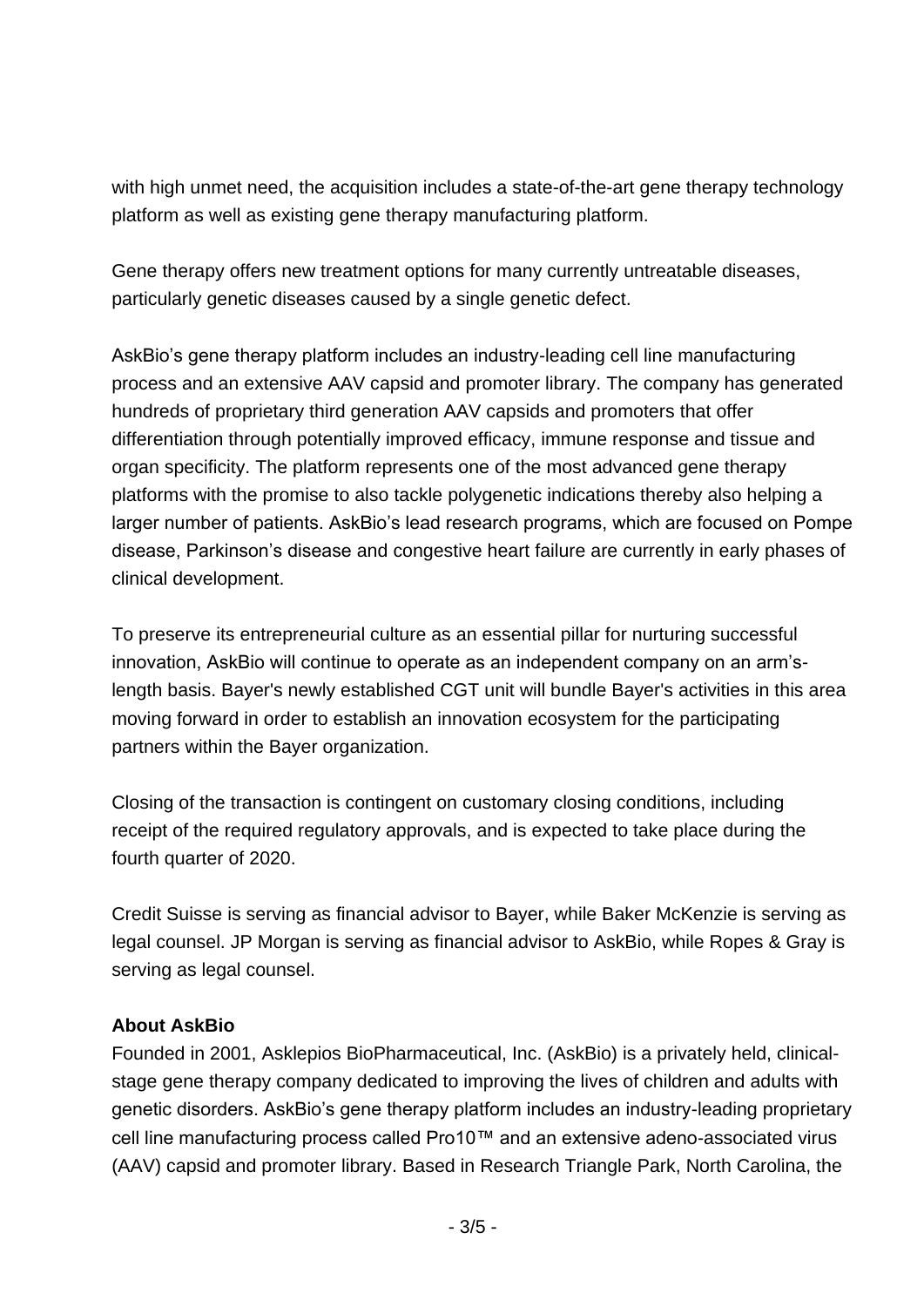with high unmet need, the acquisition includes a state-of-the-art gene therapy technology platform as well as existing gene therapy manufacturing platform.

Gene therapy offers new treatment options for many currently untreatable diseases, particularly genetic diseases caused by a single genetic defect.

AskBio's gene therapy platform includes an industry-leading cell line manufacturing process and an extensive AAV capsid and promoter library. The company has generated hundreds of proprietary third generation AAV capsids and promoters that offer differentiation through potentially improved efficacy, immune response and tissue and organ specificity. The platform represents one of the most advanced gene therapy platforms with the promise to also tackle polygenetic indications thereby also helping a larger number of patients. AskBio's lead research programs, which are focused on Pompe disease, Parkinson's disease and congestive heart failure are currently in early phases of clinical development.

To preserve its entrepreneurial culture as an essential pillar for nurturing successful innovation, AskBio will continue to operate as an independent company on an arm's-length basis. Bayer's newly established CGT unit will bundle Bayer's activities in this area moving forward in order to establish an innovation ecosystem for the participating partners within the Bayer organization.

Closing of the transaction is contingent on customary closing conditions, including receipt of the required regulatory approvals, and is expected to take place during the fourth quarter of 2020.

Credit Suisse is serving as financial advisor to Bayer, while Baker McKenzie is serving as legal counsel. JP Morgan is serving as financial advisor to AskBio, while Ropes & Gray is serving as legal counsel.

**About AskBio**
Founded in 2001, Asklepios BioPharmaceutical, Inc. (AskBio) is a privately held, clinical-stage gene therapy company dedicated to improving the lives of children and adults with genetic disorders. AskBio's gene therapy platform includes an industry-leading proprietary cell line manufacturing process called Pro10™ and an extensive adeno-associated virus (AAV) capsid and promoter library. Based in Research Triangle Park, North Carolina, the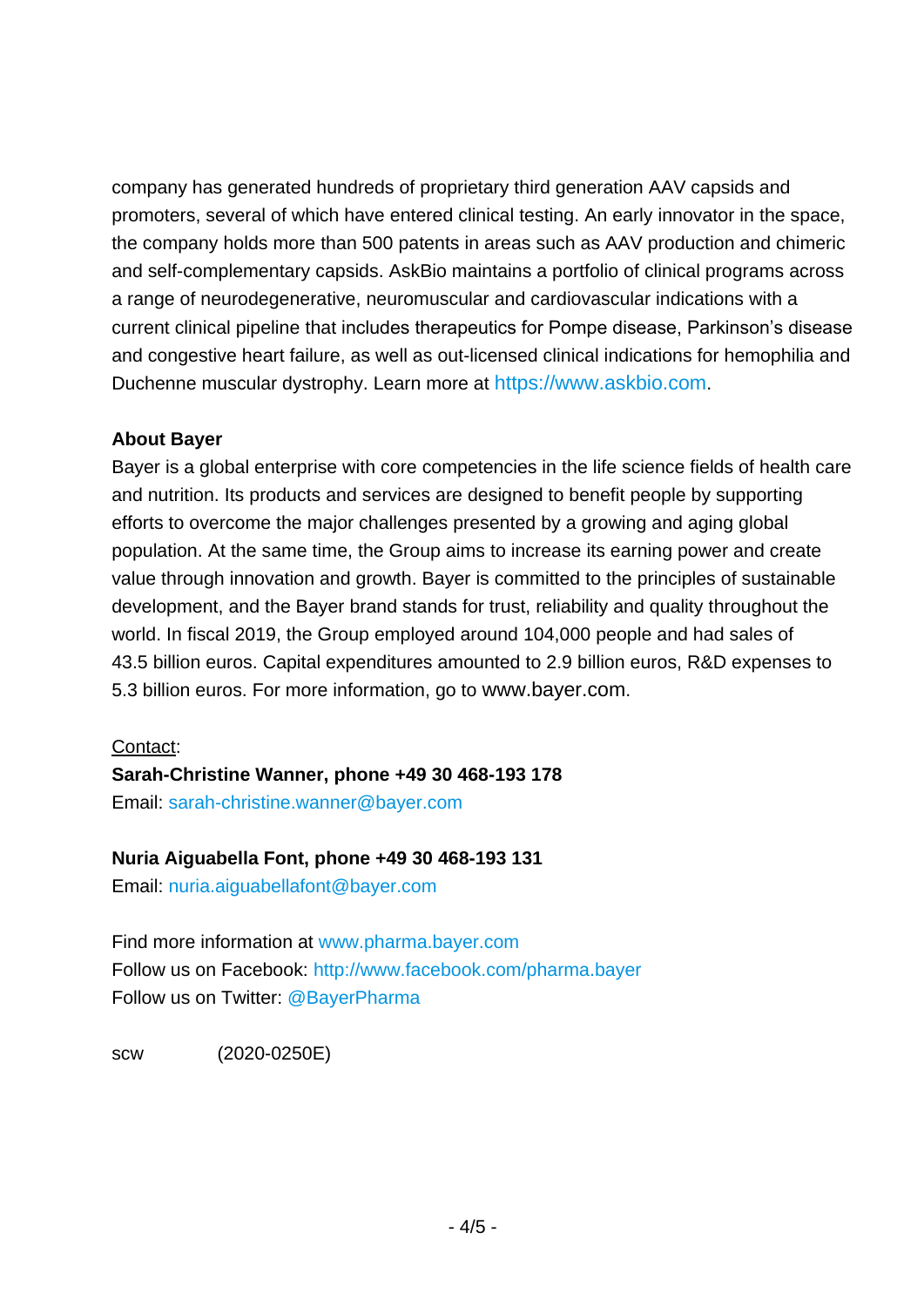company has generated hundreds of proprietary third generation AAV capsids and promoters, several of which have entered clinical testing. An early innovator in the space, the company holds more than 500 patents in areas such as AAV production and chimeric and self-complementary capsids. AskBio maintains a portfolio of clinical programs across a range of neurodegenerative, neuromuscular and cardiovascular indications with a current clinical pipeline that includes therapeutics for Pompe disease, Parkinson's disease and congestive heart failure, as well as out-licensed clinical indications for hemophilia and Duchenne muscular dystrophy. Learn more at https://www.askbio.com.

**About Bayer**

Bayer is a global enterprise with core competencies in the life science fields of health care and nutrition. Its products and services are designed to benefit people by supporting efforts to overcome the major challenges presented by a growing and aging global population. At the same time, the Group aims to increase its earning power and create value through innovation and growth. Bayer is committed to the principles of sustainable development, and the Bayer brand stands for trust, reliability and quality throughout the world. In fiscal 2019, the Group employed around 104,000 people and had sales of 43.5 billion euros. Capital expenditures amounted to 2.9 billion euros, R&D expenses to 5.3 billion euros. For more information, go to www.bayer.com.

Contact:

**Sarah-Christine Wanner, phone +49 30 468-193 178**

Email: sarah-christine.wanner@bayer.com

**Nuria Aiguabella Font, phone +49 30 468-193 131**

Email: nuria.aiguabellafont@bayer.com

Find more information at www.pharma.bayer.com

Follow us on Facebook: http://www.facebook.com/pharma.bayer

Follow us on Twitter: @BayerPharma

scw (2020-0250E)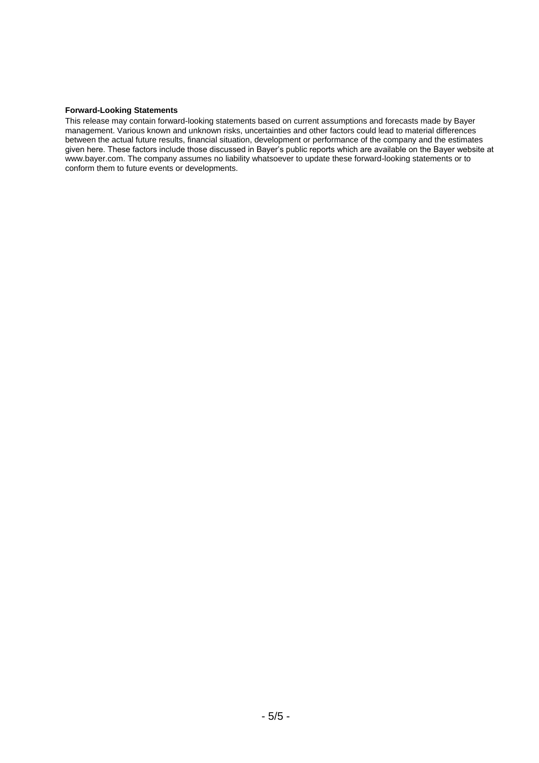**Forward-Looking Statements**

This release may contain forward-looking statements based on current assumptions and forecasts made by Bayer management. Various known and unknown risks, uncertainties and other factors could lead to material differences between the actual future results, financial situation, development or performance of the company and the estimates given here. These factors include those discussed in Bayer's public reports which are available on the Bayer website at www.bayer.com. The company assumes no liability whatsoever to update these forward-looking statements or to conform them to future events or developments.